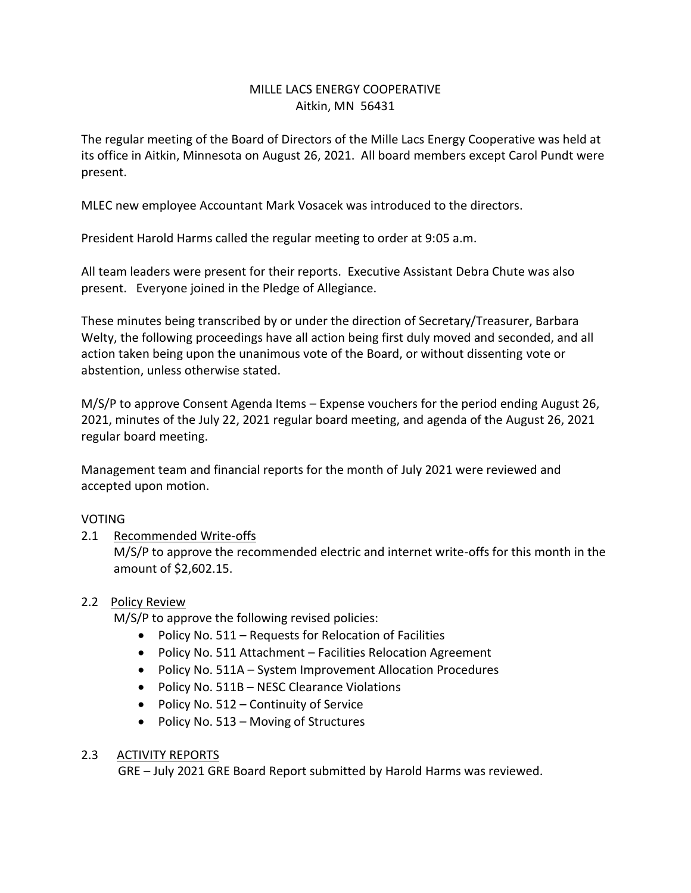# MILLE LACS ENERGY COOPERATIVE
Aitkin, MN 56431

The regular meeting of the Board of Directors of the Mille Lacs Energy Cooperative was held at its office in Aitkin, Minnesota on August 26, 2021. All board members except Carol Pundt were present.

MLEC new employee Accountant Mark Vosacek was introduced to the directors.

President Harold Harms called the regular meeting to order at 9:05 a.m.

All team leaders were present for their reports. Executive Assistant Debra Chute was also present. Everyone joined in the Pledge of Allegiance.

These minutes being transcribed by or under the direction of Secretary/Treasurer, Barbara Welty, the following proceedings have all action being first duly moved and seconded, and all action taken being upon the unanimous vote of the Board, or without dissenting vote or abstention, unless otherwise stated.

M/S/P to approve Consent Agenda Items – Expense vouchers for the period ending August 26, 2021, minutes of the July 22, 2021 regular board meeting, and agenda of the August 26, 2021 regular board meeting.

Management team and financial reports for the month of July 2021 were reviewed and accepted upon motion.

VOTING

2.1 Recommended Write-offs

M/S/P to approve the recommended electric and internet write-offs for this month in the amount of $2,602.15.

2.2 Policy Review

M/S/P to approve the following revised policies:

- Policy No. 511 – Requests for Relocation of Facilities
- Policy No. 511 Attachment – Facilities Relocation Agreement
- Policy No. 511A – System Improvement Allocation Procedures
- Policy No. 511B – NESC Clearance Violations
- Policy No. 512 – Continuity of Service
- Policy No. 513 – Moving of Structures

2.3 ACTIVITY REPORTS

GRE – July 2021 GRE Board Report submitted by Harold Harms was reviewed.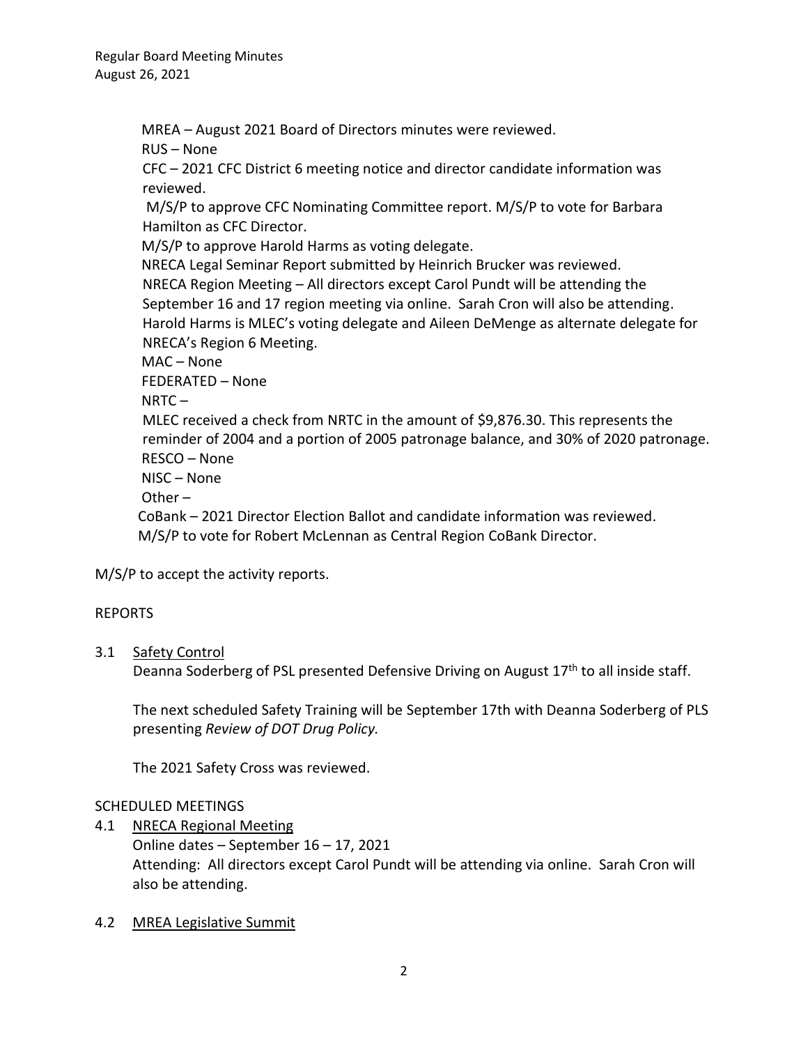MREA – August 2021 Board of Directors minutes were reviewed.

RUS – None

CFC – 2021 CFC District 6 meeting notice and director candidate information was reviewed.

M/S/P to approve CFC Nominating Committee report. M/S/P to vote for Barbara Hamilton as CFC Director.

M/S/P to approve Harold Harms as voting delegate.

NRECA Legal Seminar Report submitted by Heinrich Brucker was reviewed.

NRECA Region Meeting – All directors except Carol Pundt will be attending the September 16 and 17 region meeting via online. Sarah Cron will also be attending. Harold Harms is MLEC's voting delegate and Aileen DeMenge as alternate delegate for NRECA's Region 6 Meeting.

MAC – None

FEDERATED – None

NRTC –

MLEC received a check from NRTC in the amount of $9,876.30. This represents the reminder of 2004 and a portion of 2005 patronage balance, and 30% of 2020 patronage.

RESCO – None

NISC – None

Other –

CoBank – 2021 Director Election Ballot and candidate information was reviewed. M/S/P to vote for Robert McLennan as Central Region CoBank Director.

M/S/P to accept the activity reports.

REPORTS

3.1 Safety Control

Deanna Soderberg of PSL presented Defensive Driving on August 17th to all inside staff.

The next scheduled Safety Training will be September 17th with Deanna Soderberg of PLS presenting *Review of DOT Drug Policy.*

The 2021 Safety Cross was reviewed.

SCHEDULED MEETINGS

4.1 NRECA Regional Meeting

Online dates – September 16 – 17, 2021

Attending: All directors except Carol Pundt will be attending via online. Sarah Cron will also be attending.

4.2 MREA Legislative Summit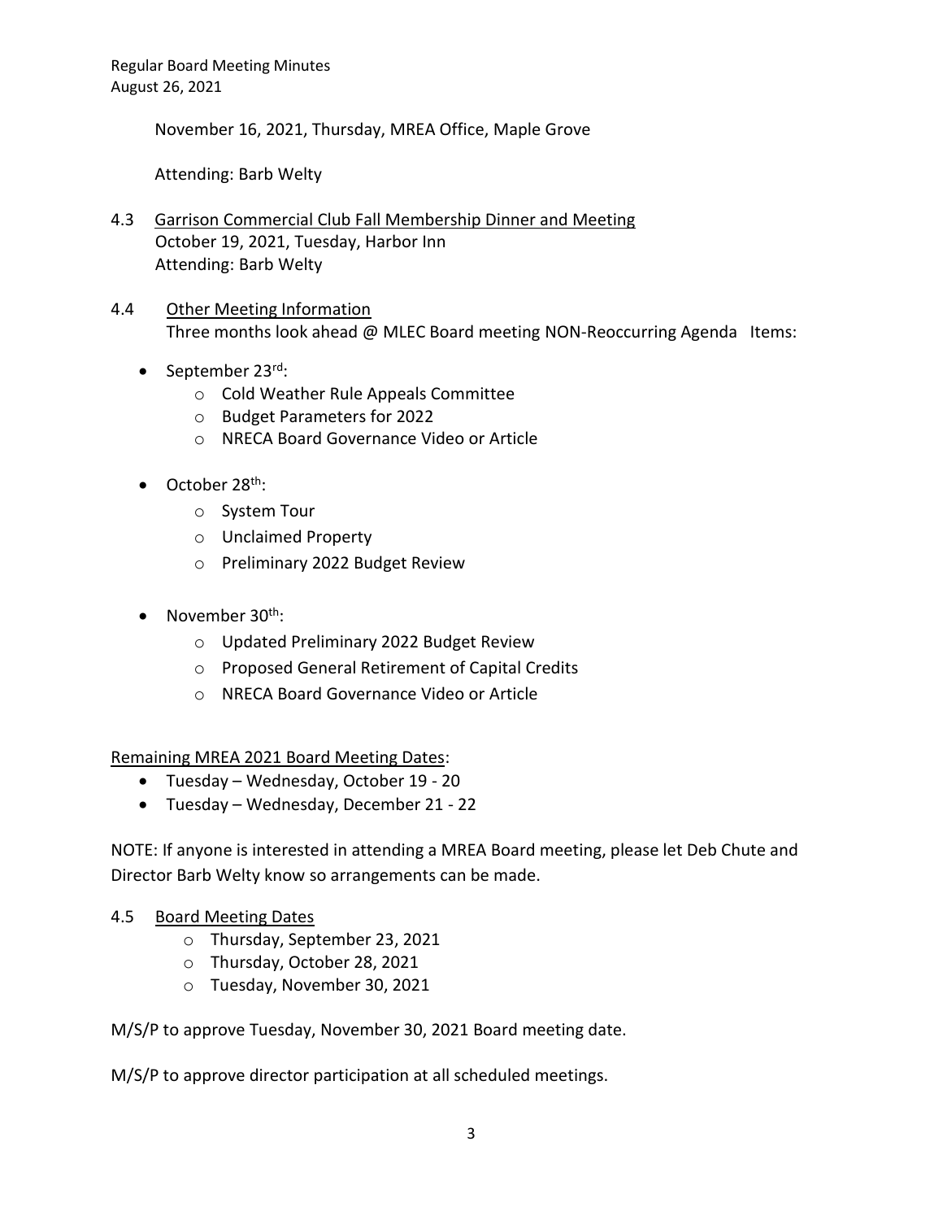November 16, 2021, Thursday, MREA Office, Maple Grove

Attending: Barb Welty

4.3 Garrison Commercial Club Fall Membership Dinner and Meeting
October 19, 2021, Tuesday, Harbor Inn
Attending: Barb Welty

4.4 Other Meeting Information
Three months look ahead @ MLEC Board meeting NON-Reoccurring Agenda Items:

- September 23rd:
  - Cold Weather Rule Appeals Committee
  - Budget Parameters for 2022
  - NRECA Board Governance Video or Article
- October 28th:
  - System Tour
  - Unclaimed Property
  - Preliminary 2022 Budget Review
- November 30th:
  - Updated Preliminary 2022 Budget Review
  - Proposed General Retirement of Capital Credits
  - NRECA Board Governance Video or Article

Remaining MREA 2021 Board Meeting Dates:

- Tuesday – Wednesday, October 19 - 20
- Tuesday – Wednesday, December 21 - 22

NOTE: If anyone is interested in attending a MREA Board meeting, please let Deb Chute and Director Barb Welty know so arrangements can be made.

4.5 Board Meeting Dates
  - Thursday, September 23, 2021
  - Thursday, October 28, 2021
  - Tuesday, November 30, 2021

M/S/P to approve Tuesday, November 30, 2021 Board meeting date.

M/S/P to approve director participation at all scheduled meetings.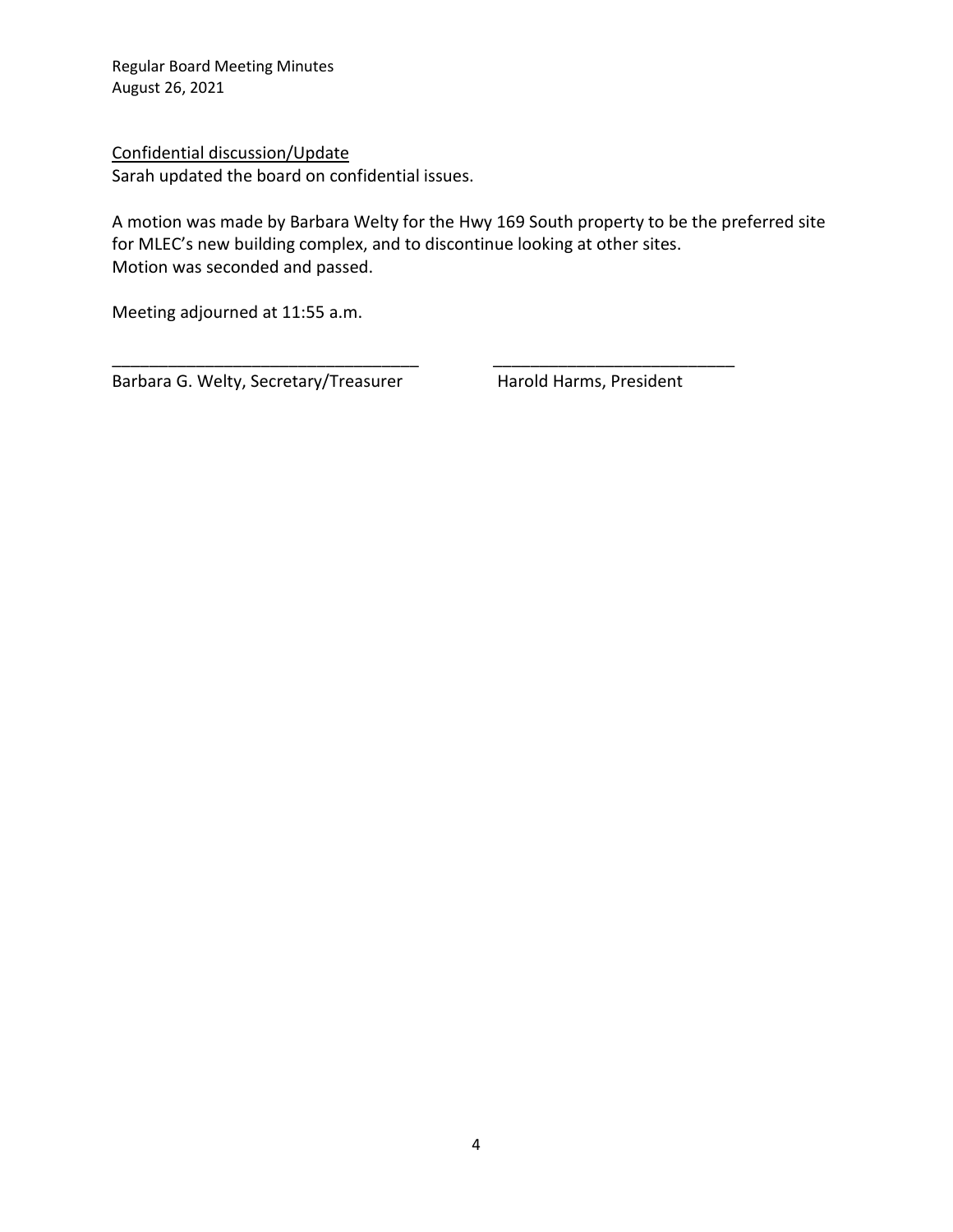<u>Confidential discussion/Update</u>
Sarah updated the board on confidential issues.

A motion was made by Barbara Welty for the Hwy 169 South property to be the preferred site for MLEC's new building complex, and to discontinue looking at other sites.
Motion was seconded and passed.

Meeting adjourned at 11:55 a.m.

_________________________________ _________________________
Barbara G. Welty, Secretary/Treasurer Harold Harms, President